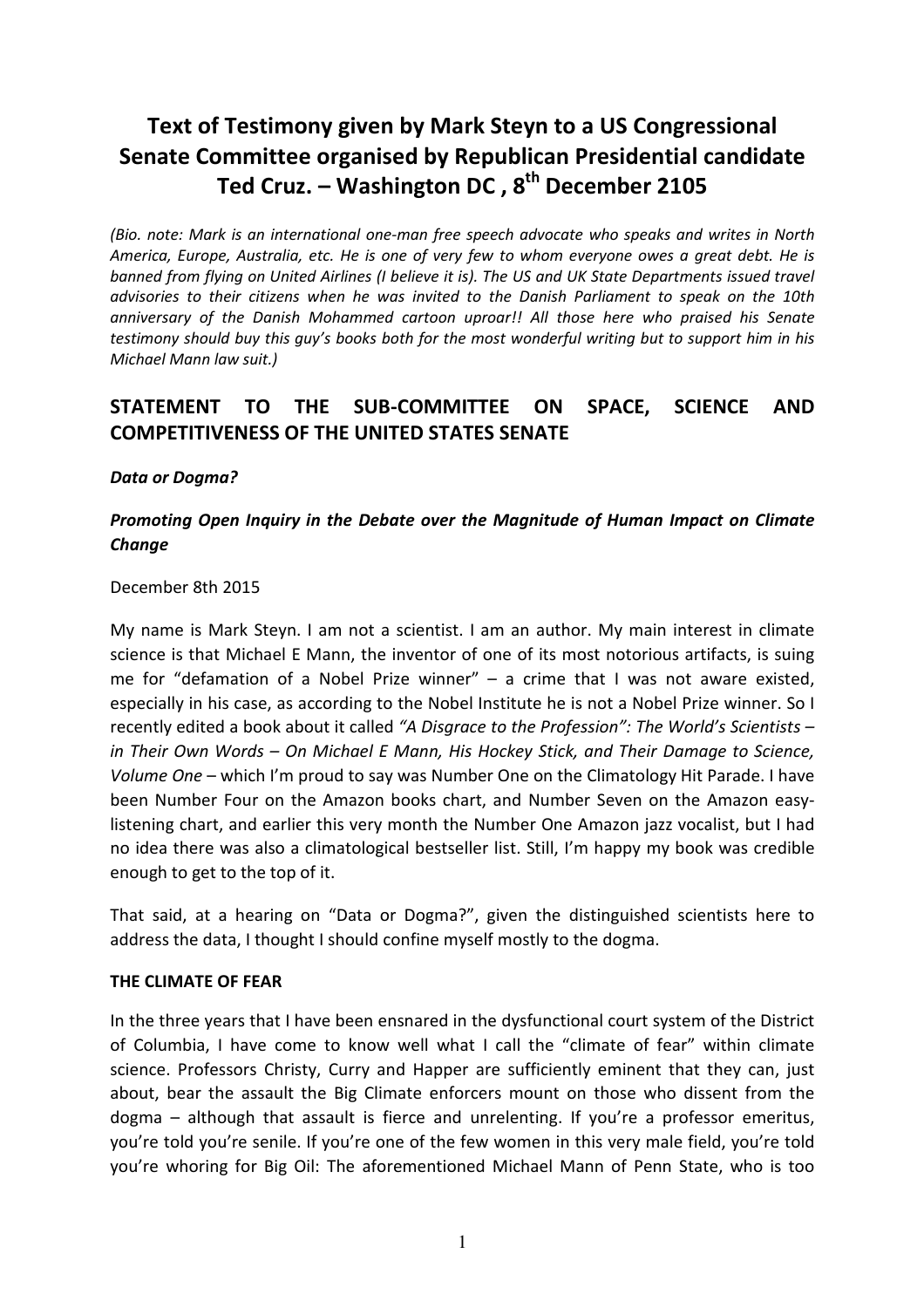# Text of Testimony given by Mark Steyn to a US Congressional Senate Committee organised by Republican Presidential candidate Ted Cruz. – Washington DC , 8th December 2105

*(Bio. note: Mark is an international one-man free speech advocate who speaks and writes in North America, Europe, Australia, etc. He is one of very few to whom everyone owes a great debt. He is banned from flying on United Airlines (I believe it is). The US and UK State Departments issued travel advisories to their citizens when he was invited to the Danish Parliament to speak on the 10th anniversary of the Danish Mohammed cartoon uproar!! All those here who praised his Senate testimony should buy this guy's books both for the most wonderful writing but to support him in his Michael Mann law suit.)*

## STATEMENT TO THE SUB-COMMITTEE ON SPACE, SCIENCE AND COMPETITIVENESS OF THE UNITED STATES SENATE

***Data or Dogma?***

***Promoting Open Inquiry in the Debate over the Magnitude of Human Impact on Climate Change***

December 8th 2015

My name is Mark Steyn. I am not a scientist. I am an author. My main interest in climate science is that Michael E Mann, the inventor of one of its most notorious artifacts, is suing me for "defamation of a Nobel Prize winner" – a crime that I was not aware existed, especially in his case, as according to the Nobel Institute he is not a Nobel Prize winner. So I recently edited a book about it called *"A Disgrace to the Profession": The World's Scientists – in Their Own Words – On Michael E Mann, His Hockey Stick, and Their Damage to Science, Volume One* – which I'm proud to say was Number One on the Climatology Hit Parade. I have been Number Four on the Amazon books chart, and Number Seven on the Amazon easy-listening chart, and earlier this very month the Number One Amazon jazz vocalist, but I had no idea there was also a climatological bestseller list. Still, I'm happy my book was credible enough to get to the top of it.

That said, at a hearing on "Data or Dogma?", given the distinguished scientists here to address the data, I thought I should confine myself mostly to the dogma.

**THE CLIMATE OF FEAR**

In the three years that I have been ensnared in the dysfunctional court system of the District of Columbia, I have come to know well what I call the "climate of fear" within climate science. Professors Christy, Curry and Happer are sufficiently eminent that they can, just about, bear the assault the Big Climate enforcers mount on those who dissent from the dogma – although that assault is fierce and unrelenting. If you're a professor emeritus, you're told you're senile. If you're one of the few women in this very male field, you're told you're whoring for Big Oil: The aforementioned Michael Mann of Penn State, who is too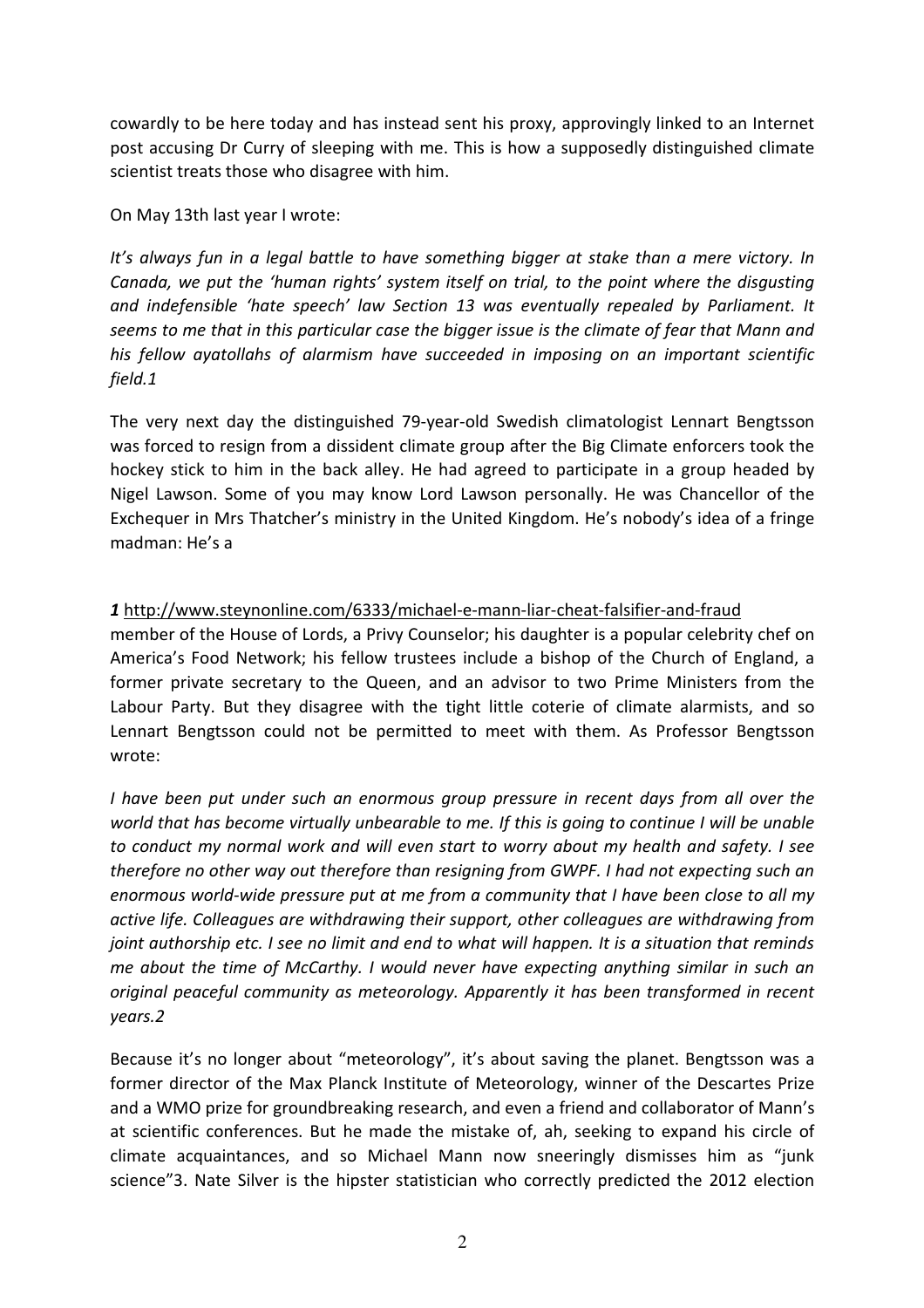cowardly to be here today and has instead sent his proxy, approvingly linked to an Internet post accusing Dr Curry of sleeping with me. This is how a supposedly distinguished climate scientist treats those who disagree with him.

On May 13th last year I wrote:

*It's always fun in a legal battle to have something bigger at stake than a mere victory. In Canada, we put the 'human rights' system itself on trial, to the point where the disgusting and indefensible 'hate speech' law Section 13 was eventually repealed by Parliament. It seems to me that in this particular case the bigger issue is the climate of fear that Mann and his fellow ayatollahs of alarmism have succeeded in imposing on an important scientific field.1*

The very next day the distinguished 79-year-old Swedish climatologist Lennart Bengtsson was forced to resign from a dissident climate group after the Big Climate enforcers took the hockey stick to him in the back alley. He had agreed to participate in a group headed by Nigel Lawson. Some of you may know Lord Lawson personally. He was Chancellor of the Exchequer in Mrs Thatcher's ministry in the United Kingdom. He's nobody's idea of a fringe madman: He's a member of the House of Lords, a Privy Counselor; his daughter is a popular celebrity chef on America's Food Network; his fellow trustees include a bishop of the Church of England, a former private secretary to the Queen, and an advisor to two Prime Ministers from the Labour Party. But they disagree with the tight little coterie of climate alarmists, and so Lennart Bengtsson could not be permitted to meet with them. As Professor Bengtsson wrote:

*I have been put under such an enormous group pressure in recent days from all over the world that has become virtually unbearable to me. If this is going to continue I will be unable to conduct my normal work and will even start to worry about my health and safety. I see therefore no other way out therefore than resigning from GWPF. I had not expecting such an enormous world-wide pressure put at me from a community that I have been close to all my active life. Colleagues are withdrawing their support, other colleagues are withdrawing from joint authorship etc. I see no limit and end to what will happen. It is a situation that reminds me about the time of McCarthy. I would never have expecting anything similar in such an original peaceful community as meteorology. Apparently it has been transformed in recent years.2*

Because it's no longer about "meteorology", it's about saving the planet. Bengtsson was a former director of the Max Planck Institute of Meteorology, winner of the Descartes Prize and a WMO prize for groundbreaking research, and even a friend and collaborator of Mann's at scientific conferences. But he made the mistake of, ah, seeking to expand his circle of climate acquaintances, and so Michael Mann now sneeringly dismisses him as "junk science"3. Nate Silver is the hipster statistician who correctly predicted the 2012 election

***1*** http://www.steynonline.com/6333/michael-e-mann-liar-cheat-falsifier-and-fraud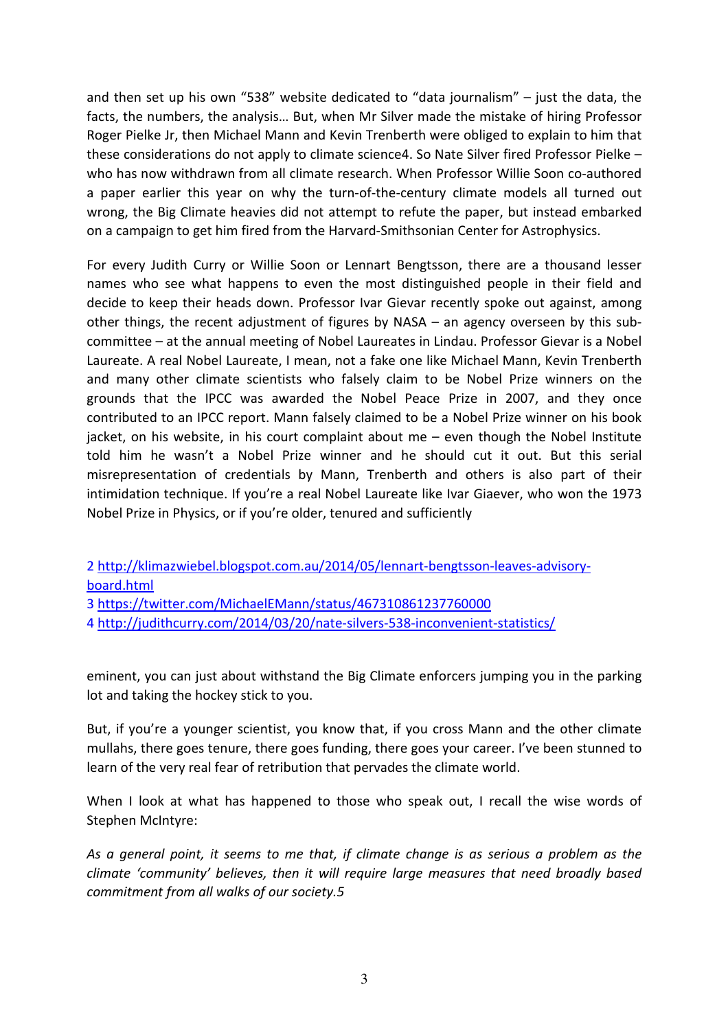and then set up his own "538" website dedicated to "data journalism" – just the data, the facts, the numbers, the analysis… But, when Mr Silver made the mistake of hiring Professor Roger Pielke Jr, then Michael Mann and Kevin Trenberth were obliged to explain to him that these considerations do not apply to climate science[4]. So Nate Silver fired Professor Pielke – who has now withdrawn from all climate research. When Professor Willie Soon co-authored a paper earlier this year on why the turn-of-the-century climate models all turned out wrong, the Big Climate heavies did not attempt to refute the paper, but instead embarked on a campaign to get him fired from the Harvard-Smithsonian Center for Astrophysics.

For every Judith Curry or Willie Soon or Lennart Bengtsson, there are a thousand lesser names who see what happens to even the most distinguished people in their field and decide to keep their heads down. Professor Ivar Gievar recently spoke out against, among other things, the recent adjustment of figures by NASA – an agency overseen by this sub-committee – at the annual meeting of Nobel Laureates in Lindau. Professor Gievar is a Nobel Laureate. A real Nobel Laureate, I mean, not a fake one like Michael Mann, Kevin Trenberth and many other climate scientists who falsely claim to be Nobel Prize winners on the grounds that the IPCC was awarded the Nobel Peace Prize in 2007, and they once contributed to an IPCC report. Mann falsely claimed to be a Nobel Prize winner on his book jacket, on his website, in his court complaint about me – even though the Nobel Institute told him he wasn't a Nobel Prize winner and he should cut it out. But this serial misrepresentation of credentials by Mann, Trenberth and others is also part of their intimidation technique. If you're a real Nobel Laureate like Ivar Giaever, who won the 1973 Nobel Prize in Physics, or if you're older, tenured and sufficiently eminent, you can just about withstand the Big Climate enforcers jumping you in the parking lot and taking the hockey stick to you.

But, if you're a younger scientist, you know that, if you cross Mann and the other climate mullahs, there goes tenure, there goes funding, there goes your career. I've been stunned to learn of the very real fear of retribution that pervades the climate world.

When I look at what has happened to those who speak out, I recall the wise words of Stephen McIntyre:

*As a general point, it seems to me that, if climate change is as serious a problem as the climate 'community' believes, then it will require large measures that need broadly based commitment from all walks of our society.*[5]

---

2 http://klimazwiebel.blogspot.com.au/2014/05/lennart-bengtsson-leaves-advisory-board.html

3 https://twitter.com/MichaelEMann/status/467310861237760000

4 http://judithcurry.com/2014/03/20/nate-silvers-538-inconvenient-statistics/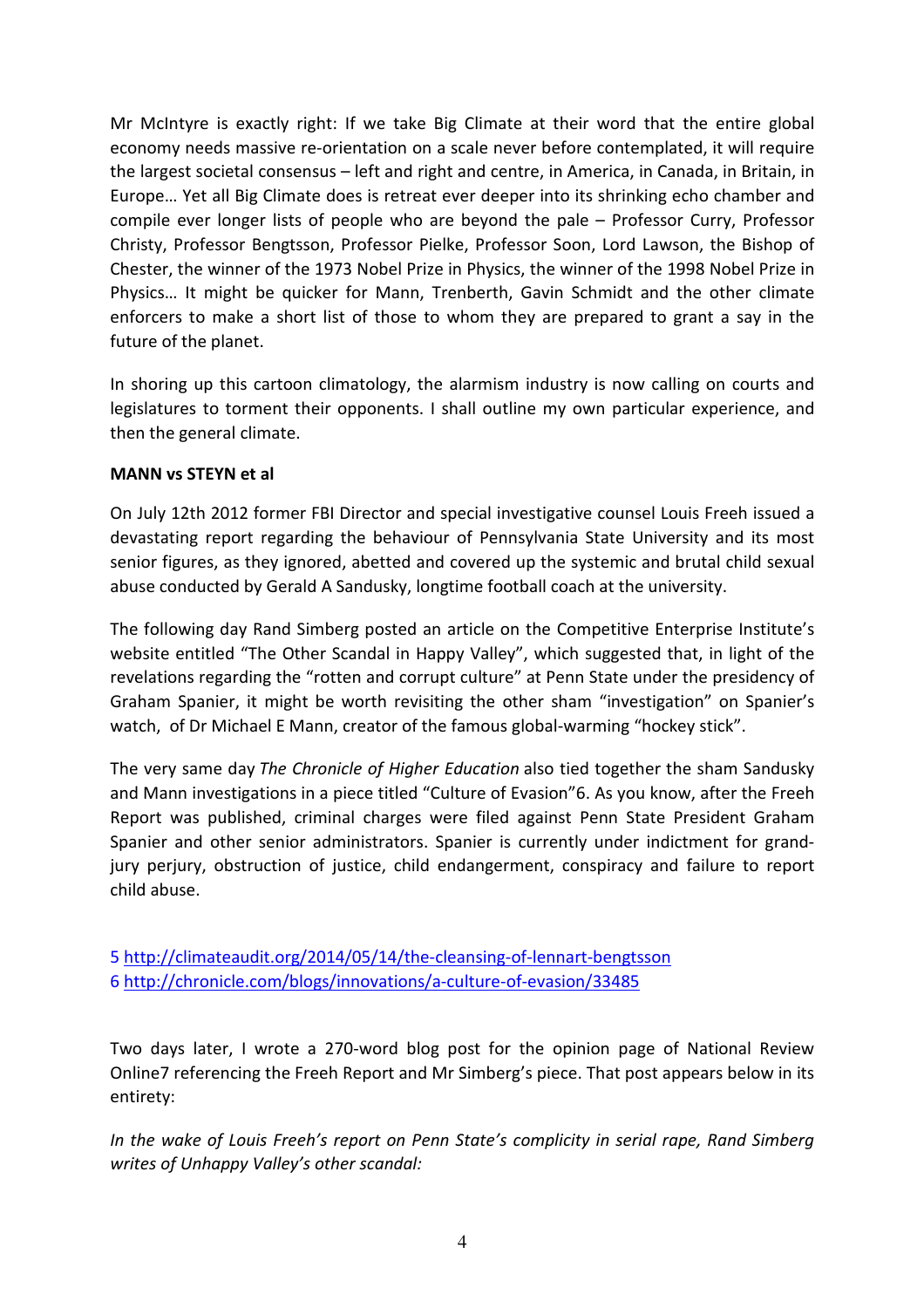Mr McIntyre is exactly right: If we take Big Climate at their word that the entire global economy needs massive re-orientation on a scale never before contemplated, it will require the largest societal consensus – left and right and centre, in America, in Canada, in Britain, in Europe… Yet all Big Climate does is retreat ever deeper into its shrinking echo chamber and compile ever longer lists of people who are beyond the pale – Professor Curry, Professor Christy, Professor Bengtsson, Professor Pielke, Professor Soon, Lord Lawson, the Bishop of Chester, the winner of the 1973 Nobel Prize in Physics, the winner of the 1998 Nobel Prize in Physics… It might be quicker for Mann, Trenberth, Gavin Schmidt and the other climate enforcers to make a short list of those to whom they are prepared to grant a say in the future of the planet.

In shoring up this cartoon climatology, the alarmism industry is now calling on courts and legislatures to torment their opponents. I shall outline my own particular experience, and then the general climate.

**MANN vs STEYN et al**

On July 12th 2012 former FBI Director and special investigative counsel Louis Freeh issued a devastating report regarding the behaviour of Pennsylvania State University and its most senior figures, as they ignored, abetted and covered up the systemic and brutal child sexual abuse conducted by Gerald A Sandusky, longtime football coach at the university.

The following day Rand Simberg posted an article on the Competitive Enterprise Institute's website entitled "The Other Scandal in Happy Valley", which suggested that, in light of the revelations regarding the "rotten and corrupt culture" at Penn State under the presidency of Graham Spanier, it might be worth revisiting the other sham "investigation" on Spanier's watch, of Dr Michael E Mann, creator of the famous global-warming "hockey stick".

The very same day *The Chronicle of Higher Education* also tied together the sham Sandusky and Mann investigations in a piece titled "Culture of Evasion"[6]. As you know, after the Freeh Report was published, criminal charges were filed against Penn State President Graham Spanier and other senior administrators. Spanier is currently under indictment for grand-jury perjury, obstruction of justice, child endangerment, conspiracy and failure to report child abuse.

5 http://climateaudit.org/2014/05/14/the-cleansing-of-lennart-bengtsson
6 http://chronicle.com/blogs/innovations/a-culture-of-evasion/33485

Two days later, I wrote a 270-word blog post for the opinion page of National Review Online[7] referencing the Freeh Report and Mr Simberg's piece. That post appears below in its entirety:

*In the wake of Louis Freeh's report on Penn State's complicity in serial rape, Rand Simberg writes of Unhappy Valley's other scandal:*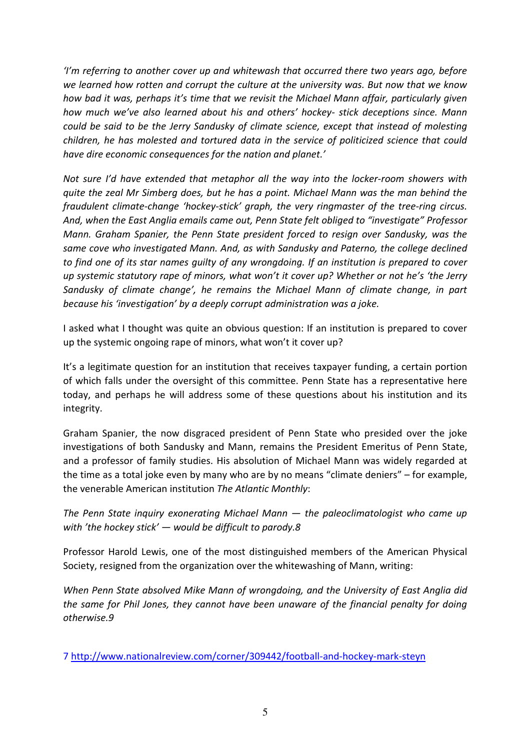*'I'm referring to another cover up and whitewash that occurred there two years ago, before we learned how rotten and corrupt the culture at the university was. But now that we know how bad it was, perhaps it's time that we revisit the Michael Mann affair, particularly given how much we've also learned about his and others' hockey- stick deceptions since. Mann could be said to be the Jerry Sandusky of climate science, except that instead of molesting children, he has molested and tortured data in the service of politicized science that could have dire economic consequences for the nation and planet.'*

*Not sure I'd have extended that metaphor all the way into the locker-room showers with quite the zeal Mr Simberg does, but he has a point. Michael Mann was the man behind the fraudulent climate-change 'hockey-stick' graph, the very ringmaster of the tree-ring circus. And, when the East Anglia emails came out, Penn State felt obliged to "investigate" Professor Mann. Graham Spanier, the Penn State president forced to resign over Sandusky, was the same cove who investigated Mann. And, as with Sandusky and Paterno, the college declined to find one of its star names guilty of any wrongdoing. If an institution is prepared to cover up systemic statutory rape of minors, what won't it cover up? Whether or not he's 'the Jerry Sandusky of climate change', he remains the Michael Mann of climate change, in part because his 'investigation' by a deeply corrupt administration was a joke.*

I asked what I thought was quite an obvious question: If an institution is prepared to cover up the systemic ongoing rape of minors, what won't it cover up?

It's a legitimate question for an institution that receives taxpayer funding, a certain portion of which falls under the oversight of this committee. Penn State has a representative here today, and perhaps he will address some of these questions about his institution and its integrity.

Graham Spanier, the now disgraced president of Penn State who presided over the joke investigations of both Sandusky and Mann, remains the President Emeritus of Penn State, and a professor of family studies. His absolution of Michael Mann was widely regarded at the time as a total joke even by many who are by no means "climate deniers" – for example, the venerable American institution *The Atlantic Monthly*:

*The Penn State inquiry exonerating Michael Mann — the paleoclimatologist who came up with 'the hockey stick' — would be difficult to parody.8*

Professor Harold Lewis, one of the most distinguished members of the American Physical Society, resigned from the organization over the whitewashing of Mann, writing:

*When Penn State absolved Mike Mann of wrongdoing, and the University of East Anglia did the same for Phil Jones, they cannot have been unaware of the financial penalty for doing otherwise.9*

7 http://www.nationalreview.com/corner/309442/football-and-hockey-mark-steyn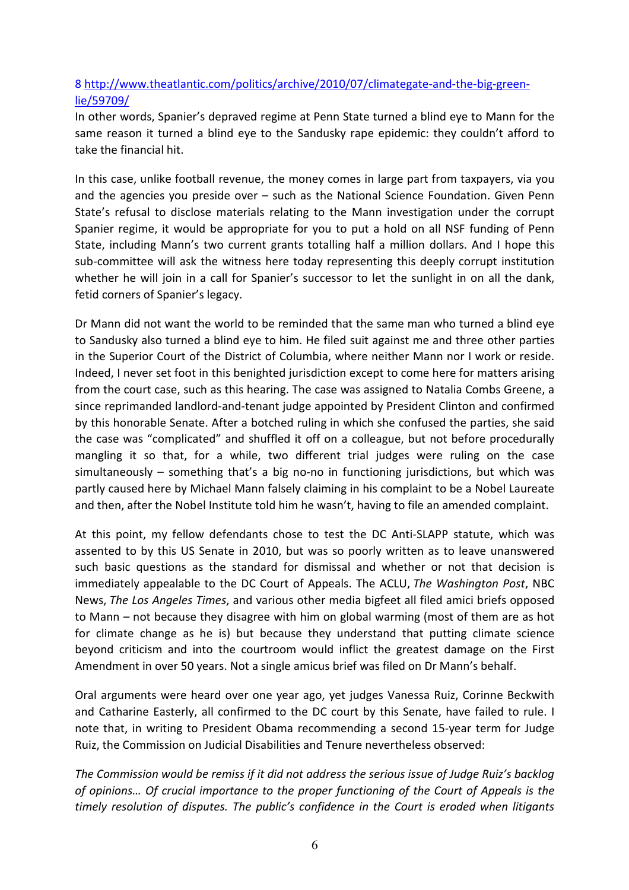8 [http://www.theatlantic.com/politics/archive/2010/07/climategate-and-the-big-green-lie/59709/](http://www.theatlantic.com/politics/archive/2010/07/climategate-and-the-big-green-lie/59709/)

In other words, Spanier's depraved regime at Penn State turned a blind eye to Mann for the same reason it turned a blind eye to the Sandusky rape epidemic: they couldn't afford to take the financial hit.

In this case, unlike football revenue, the money comes in large part from taxpayers, via you and the agencies you preside over – such as the National Science Foundation. Given Penn State's refusal to disclose materials relating to the Mann investigation under the corrupt Spanier regime, it would be appropriate for you to put a hold on all NSF funding of Penn State, including Mann's two current grants totalling half a million dollars. And I hope this sub-committee will ask the witness here today representing this deeply corrupt institution whether he will join in a call for Spanier's successor to let the sunlight in on all the dank, fetid corners of Spanier's legacy.

Dr Mann did not want the world to be reminded that the same man who turned a blind eye to Sandusky also turned a blind eye to him. He filed suit against me and three other parties in the Superior Court of the District of Columbia, where neither Mann nor I work or reside. Indeed, I never set foot in this benighted jurisdiction except to come here for matters arising from the court case, such as this hearing. The case was assigned to Natalia Combs Greene, a since reprimanded landlord-and-tenant judge appointed by President Clinton and confirmed by this honorable Senate. After a botched ruling in which she confused the parties, she said the case was "complicated" and shuffled it off on a colleague, but not before procedurally mangling it so that, for a while, two different trial judges were ruling on the case simultaneously – something that's a big no-no in functioning jurisdictions, but which was partly caused here by Michael Mann falsely claiming in his complaint to be a Nobel Laureate and then, after the Nobel Institute told him he wasn't, having to file an amended complaint.

At this point, my fellow defendants chose to test the DC Anti-SLAPP statute, which was assented to by this US Senate in 2010, but was so poorly written as to leave unanswered such basic questions as the standard for dismissal and whether or not that decision is immediately appealable to the DC Court of Appeals. The ACLU, *The Washington Post*, NBC News, *The Los Angeles Times*, and various other media bigfeet all filed amici briefs opposed to Mann – not because they disagree with him on global warming (most of them are as hot for climate change as he is) but because they understand that putting climate science beyond criticism and into the courtroom would inflict the greatest damage on the First Amendment in over 50 years. Not a single amicus brief was filed on Dr Mann's behalf.

Oral arguments were heard over one year ago, yet judges Vanessa Ruiz, Corinne Beckwith and Catharine Easterly, all confirmed to the DC court by this Senate, have failed to rule. I note that, in writing to President Obama recommending a second 15-year term for Judge Ruiz, the Commission on Judicial Disabilities and Tenure nevertheless observed:

*The Commission would be remiss if it did not address the serious issue of Judge Ruiz's backlog of opinions… Of crucial importance to the proper functioning of the Court of Appeals is the timely resolution of disputes. The public's confidence in the Court is eroded when litigants*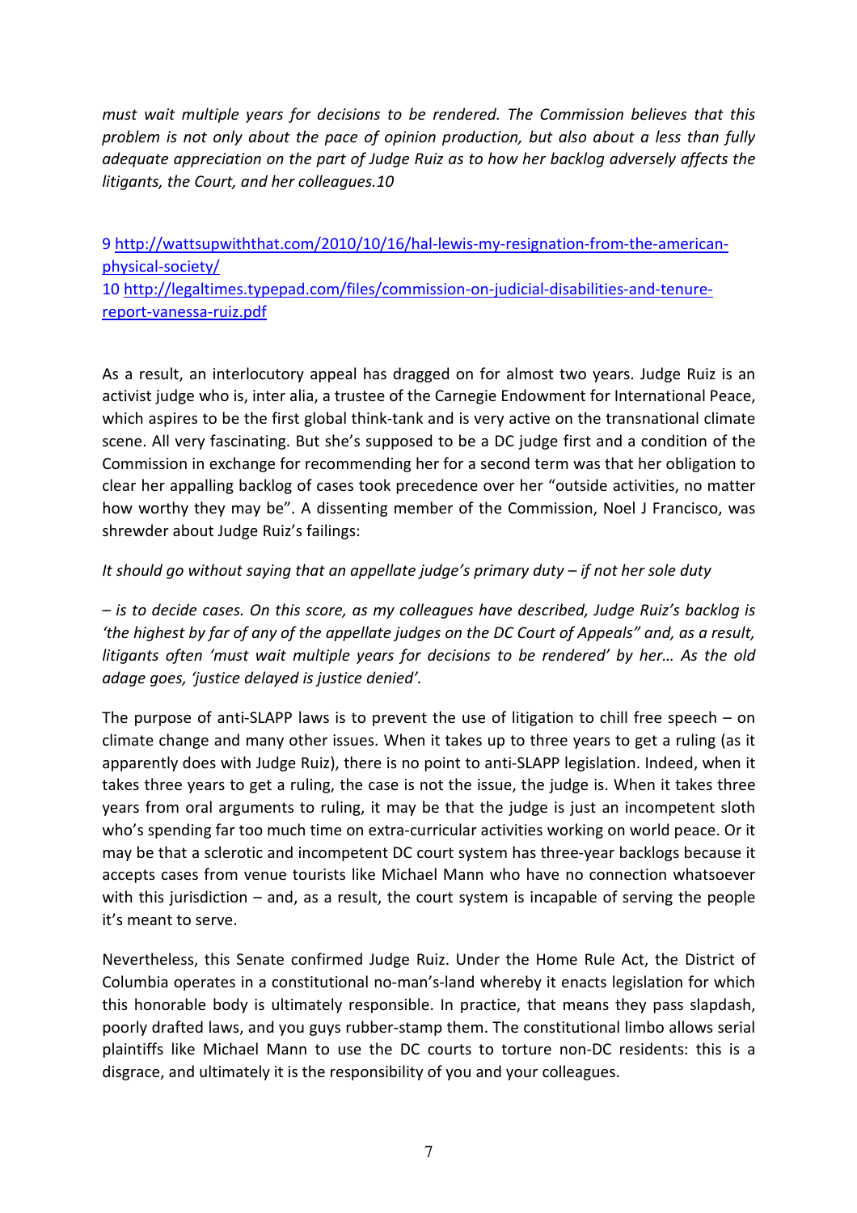*must wait multiple years for decisions to be rendered. The Commission believes that this problem is not only about the pace of opinion production, but also about a less than fully adequate appreciation on the part of Judge Ruiz as to how her backlog adversely affects the litigants, the Court, and her colleagues.10*

9 http://wattsupwiththat.com/2010/10/16/hal-lewis-my-resignation-from-the-american-physical-society/

10 http://legaltimes.typepad.com/files/commission-on-judicial-disabilities-and-tenure-report-vanessa-ruiz.pdf

As a result, an interlocutory appeal has dragged on for almost two years. Judge Ruiz is an activist judge who is, inter alia, a trustee of the Carnegie Endowment for International Peace, which aspires to be the first global think-tank and is very active on the transnational climate scene. All very fascinating. But she's supposed to be a DC judge first and a condition of the Commission in exchange for recommending her for a second term was that her obligation to clear her appalling backlog of cases took precedence over her "outside activities, no matter how worthy they may be". A dissenting member of the Commission, Noel J Francisco, was shrewder about Judge Ruiz's failings:

*It should go without saying that an appellate judge's primary duty – if not her sole duty – is to decide cases. On this score, as my colleagues have described, Judge Ruiz's backlog is 'the highest by far of any of the appellate judges on the DC Court of Appeals" and, as a result, litigants often 'must wait multiple years for decisions to be rendered' by her… As the old adage goes, 'justice delayed is justice denied'.*

The purpose of anti-SLAPP laws is to prevent the use of litigation to chill free speech – on climate change and many other issues. When it takes up to three years to get a ruling (as it apparently does with Judge Ruiz), there is no point to anti-SLAPP legislation. Indeed, when it takes three years to get a ruling, the case is not the issue, the judge is. When it takes three years from oral arguments to ruling, it may be that the judge is just an incompetent sloth who's spending far too much time on extra-curricular activities working on world peace. Or it may be that a sclerotic and incompetent DC court system has three-year backlogs because it accepts cases from venue tourists like Michael Mann who have no connection whatsoever with this jurisdiction – and, as a result, the court system is incapable of serving the people it's meant to serve.

Nevertheless, this Senate confirmed Judge Ruiz. Under the Home Rule Act, the District of Columbia operates in a constitutional no-man's-land whereby it enacts legislation for which this honorable body is ultimately responsible. In practice, that means they pass slapdash, poorly drafted laws, and you guys rubber-stamp them. The constitutional limbo allows serial plaintiffs like Michael Mann to use the DC courts to torture non-DC residents: this is a disgrace, and ultimately it is the responsibility of you and your colleagues.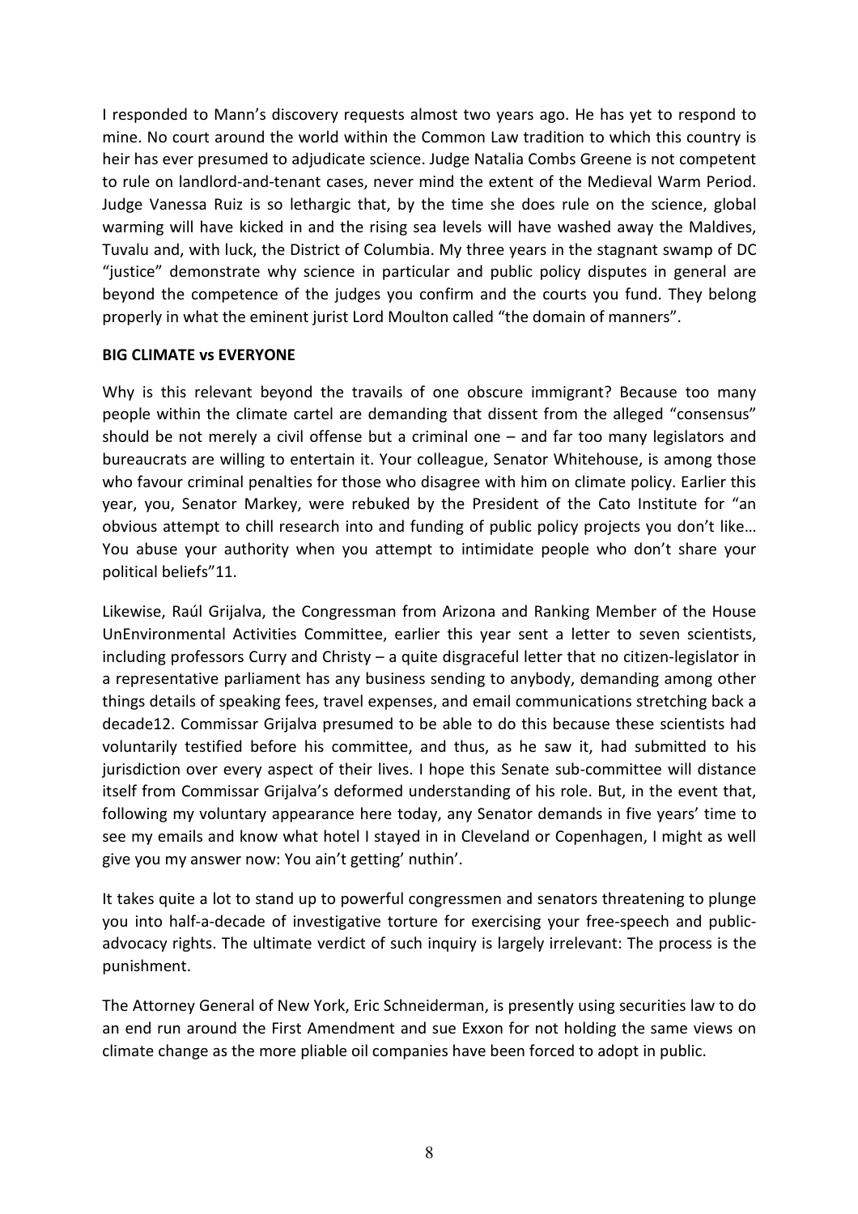I responded to Mann's discovery requests almost two years ago. He has yet to respond to mine. No court around the world within the Common Law tradition to which this country is heir has ever presumed to adjudicate science. Judge Natalia Combs Greene is not competent to rule on landlord-and-tenant cases, never mind the extent of the Medieval Warm Period. Judge Vanessa Ruiz is so lethargic that, by the time she does rule on the science, global warming will have kicked in and the rising sea levels will have washed away the Maldives, Tuvalu and, with luck, the District of Columbia. My three years in the stagnant swamp of DC "justice" demonstrate why science in particular and public policy disputes in general are beyond the competence of the judges you confirm and the courts you fund. They belong properly in what the eminent jurist Lord Moulton called "the domain of manners".

**BIG CLIMATE vs EVERYONE**

Why is this relevant beyond the travails of one obscure immigrant? Because too many people within the climate cartel are demanding that dissent from the alleged "consensus" should be not merely a civil offense but a criminal one – and far too many legislators and bureaucrats are willing to entertain it. Your colleague, Senator Whitehouse, is among those who favour criminal penalties for those who disagree with him on climate policy. Earlier this year, you, Senator Markey, were rebuked by the President of the Cato Institute for "an obvious attempt to chill research into and funding of public policy projects you don't like… You abuse your authority when you attempt to intimidate people who don't share your political beliefs"[11].

Likewise, Raúl Grijalva, the Congressman from Arizona and Ranking Member of the House UnEnvironmental Activities Committee, earlier this year sent a letter to seven scientists, including professors Curry and Christy – a quite disgraceful letter that no citizen-legislator in a representative parliament has any business sending to anybody, demanding among other things details of speaking fees, travel expenses, and email communications stretching back a decade[12]. Commissar Grijalva presumed to be able to do this because these scientists had voluntarily testified before his committee, and thus, as he saw it, had submitted to his jurisdiction over every aspect of their lives. I hope this Senate sub-committee will distance itself from Commissar Grijalva's deformed understanding of his role. But, in the event that, following my voluntary appearance here today, any Senator demands in five years' time to see my emails and know what hotel I stayed in in Cleveland or Copenhagen, I might as well give you my answer now: You ain't getting' nuthin'.

It takes quite a lot to stand up to powerful congressmen and senators threatening to plunge you into half-a-decade of investigative torture for exercising your free-speech and public-advocacy rights. The ultimate verdict of such inquiry is largely irrelevant: The process is the punishment.

The Attorney General of New York, Eric Schneiderman, is presently using securities law to do an end run around the First Amendment and sue Exxon for not holding the same views on climate change as the more pliable oil companies have been forced to adopt in public.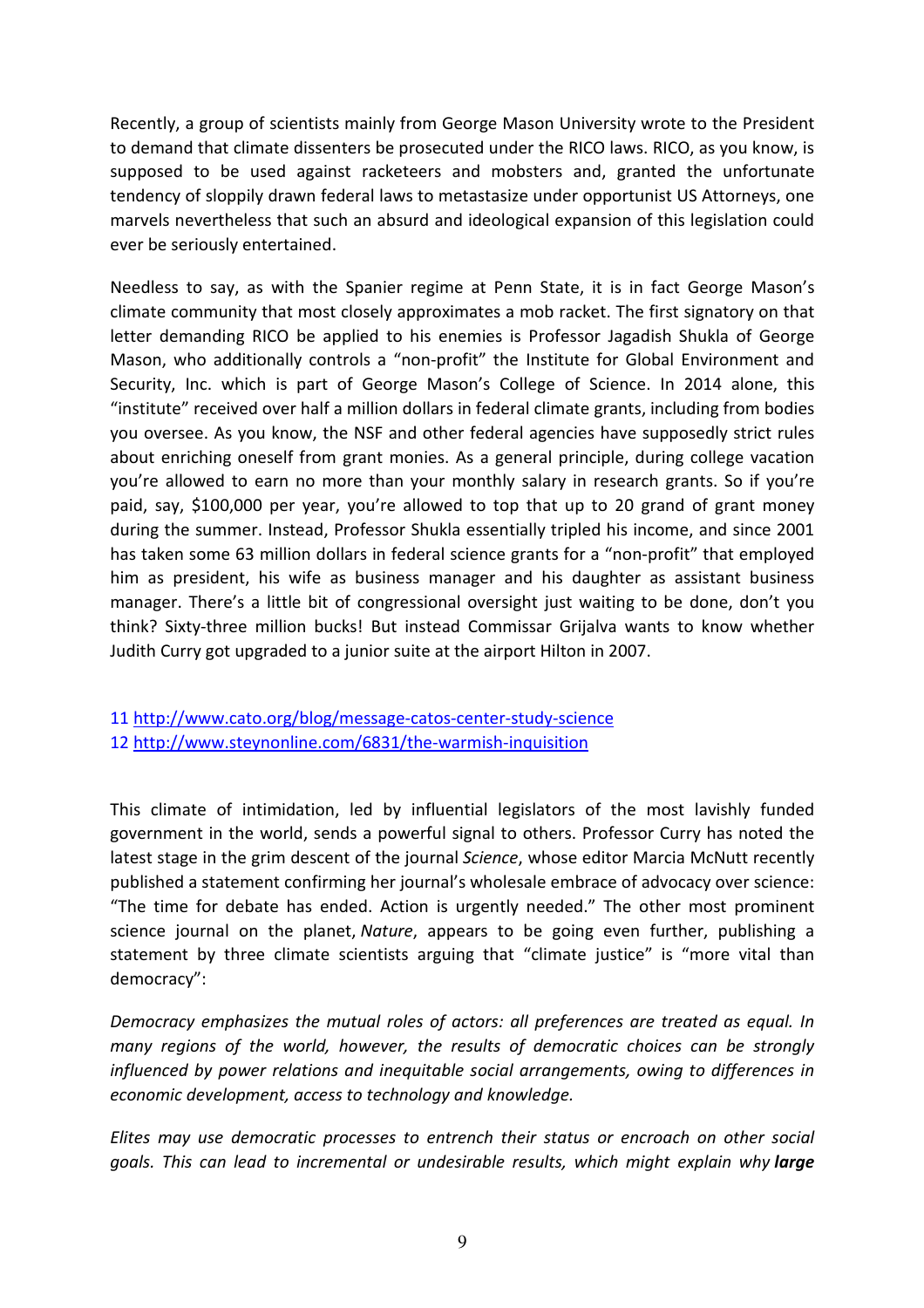Recently, a group of scientists mainly from George Mason University wrote to the President to demand that climate dissenters be prosecuted under the RICO laws. RICO, as you know, is supposed to be used against racketeers and mobsters and, granted the unfortunate tendency of sloppily drawn federal laws to metastasize under opportunist US Attorneys, one marvels nevertheless that such an absurd and ideological expansion of this legislation could ever be seriously entertained.

Needless to say, as with the Spanier regime at Penn State, it is in fact George Mason's climate community that most closely approximates a mob racket. The first signatory on that letter demanding RICO be applied to his enemies is Professor Jagadish Shukla of George Mason, who additionally controls a "non-profit" the Institute for Global Environment and Security, Inc. which is part of George Mason's College of Science. In 2014 alone, this "institute" received over half a million dollars in federal climate grants, including from bodies you oversee. As you know, the NSF and other federal agencies have supposedly strict rules about enriching oneself from grant monies. As a general principle, during college vacation you're allowed to earn no more than your monthly salary in research grants. So if you're paid, say, \$100,000 per year, you're allowed to top that up to 20 grand of grant money during the summer. Instead, Professor Shukla essentially tripled his income, and since 2001 has taken some 63 million dollars in federal science grants for a "non-profit" that employed him as president, his wife as business manager and his daughter as assistant business manager. There's a little bit of congressional oversight just waiting to be done, don't you think? Sixty-three million bucks! But instead Commissar Grijalva wants to know whether Judith Curry got upgraded to a junior suite at the airport Hilton in 2007.

11 http://www.cato.org/blog/message-catos-center-study-science
12 http://www.steynonline.com/6831/the-warmish-inquisition

This climate of intimidation, led by influential legislators of the most lavishly funded government in the world, sends a powerful signal to others. Professor Curry has noted the latest stage in the grim descent of the journal *Science*, whose editor Marcia McNutt recently published a statement confirming her journal's wholesale embrace of advocacy over science: "The time for debate has ended. Action is urgently needed." The other most prominent science journal on the planet, *Nature*, appears to be going even further, publishing a statement by three climate scientists arguing that "climate justice" is "more vital than democracy":

*Democracy emphasizes the mutual roles of actors: all preferences are treated as equal. In many regions of the world, however, the results of democratic choices can be strongly influenced by power relations and inequitable social arrangements, owing to differences in economic development, access to technology and knowledge.*

*Elites may use democratic processes to entrench their status or encroach on other social goals. This can lead to incremental or undesirable results, which might explain why* ***large***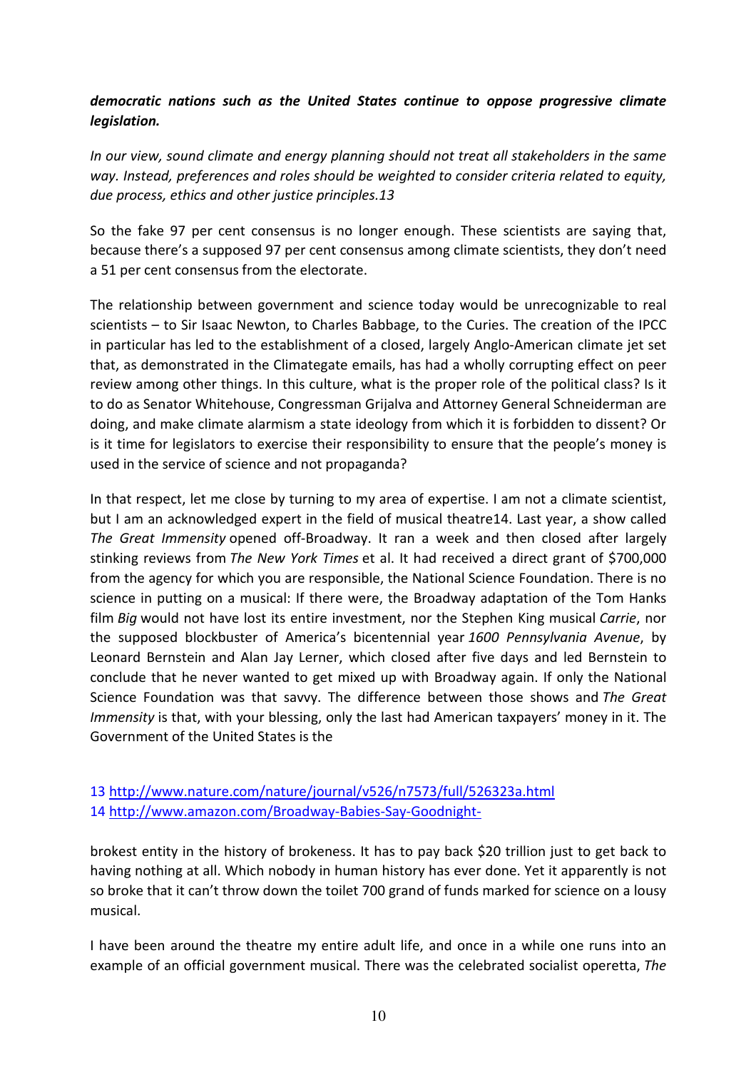***democratic nations such as the United States continue to oppose progressive climate legislation.***

*In our view, sound climate and energy planning should not treat all stakeholders in the same way. Instead, preferences and roles should be weighted to consider criteria related to equity, due process, ethics and other justice principles.13*

So the fake 97 per cent consensus is no longer enough. These scientists are saying that, because there's a supposed 97 per cent consensus among climate scientists, they don't need a 51 per cent consensus from the electorate.

The relationship between government and science today would be unrecognizable to real scientists – to Sir Isaac Newton, to Charles Babbage, to the Curies. The creation of the IPCC in particular has led to the establishment of a closed, largely Anglo-American climate jet set that, as demonstrated in the Climategate emails, has had a wholly corrupting effect on peer review among other things. In this culture, what is the proper role of the political class? Is it to do as Senator Whitehouse, Congressman Grijalva and Attorney General Schneiderman are doing, and make climate alarmism a state ideology from which it is forbidden to dissent? Or is it time for legislators to exercise their responsibility to ensure that the people's money is used in the service of science and not propaganda?

In that respect, let me close by turning to my area of expertise. I am not a climate scientist, but I am an acknowledged expert in the field of musical theatre14. Last year, a show called *The Great Immensity* opened off-Broadway. It ran a week and then closed after largely stinking reviews from *The New York Times* et al. It had received a direct grant of $700,000 from the agency for which you are responsible, the National Science Foundation. There is no science in putting on a musical: If there were, the Broadway adaptation of the Tom Hanks film *Big* would not have lost its entire investment, nor the Stephen King musical *Carrie*, nor the supposed blockbuster of America's bicentennial year *1600 Pennsylvania Avenue*, by Leonard Bernstein and Alan Jay Lerner, which closed after five days and led Bernstein to conclude that he never wanted to get mixed up with Broadway again. If only the National Science Foundation was that savvy. The difference between those shows and *The Great Immensity* is that, with your blessing, only the last had American taxpayers' money in it. The Government of the United States is the brokest entity in the history of brokeness. It has to pay back $20 trillion just to get back to having nothing at all. Which nobody in human history has ever done. Yet it apparently is not so broke that it can't throw down the toilet 700 grand of funds marked for science on a lousy musical.

I have been around the theatre my entire adult life, and once in a while one runs into an example of an official government musical. There was the celebrated socialist operetta, *The*

13 http://www.nature.com/nature/journal/v526/n7573/full/526323a.html

14 http://www.amazon.com/Broadway-Babies-Say-Goodnight-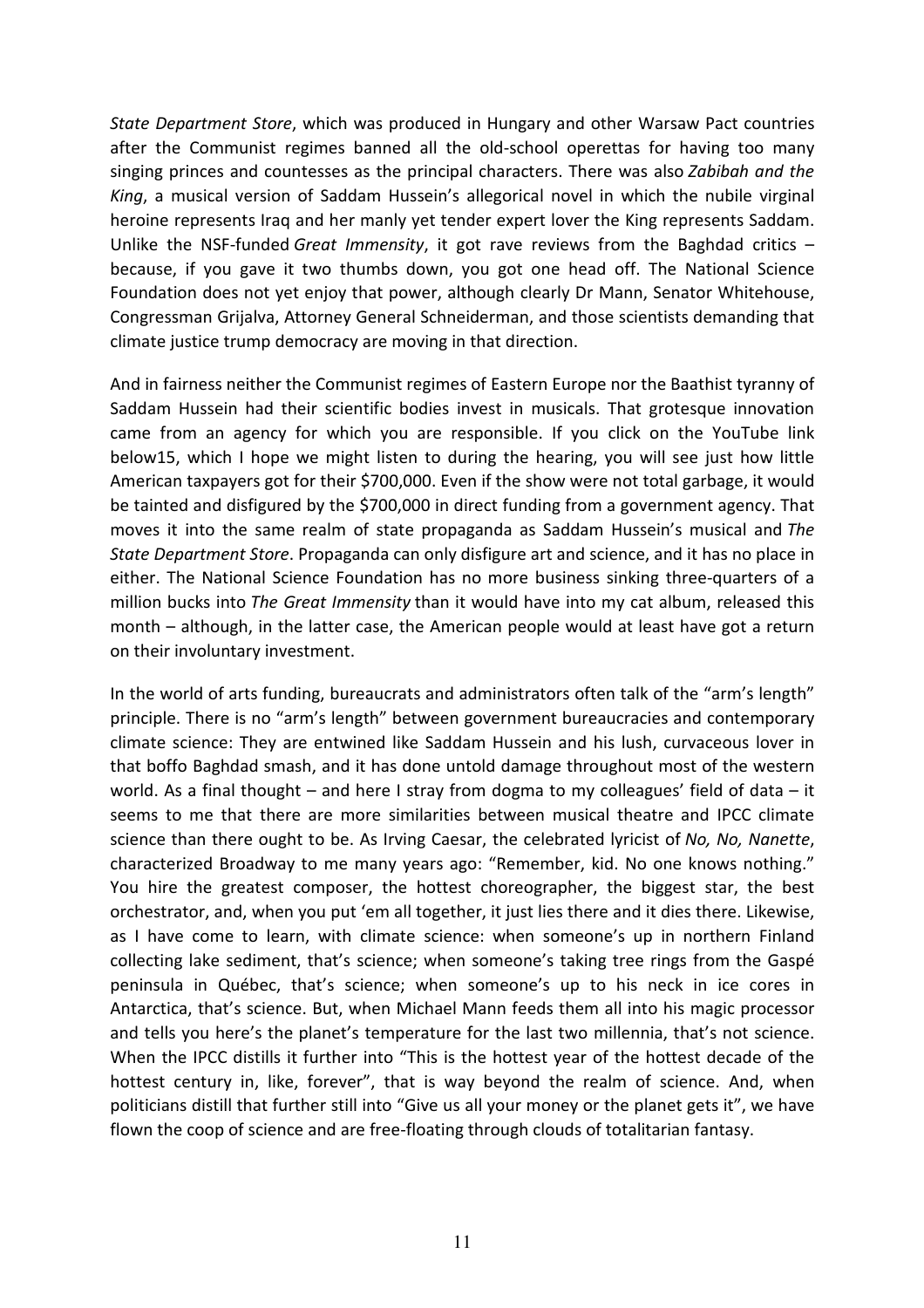*State Department Store*, which was produced in Hungary and other Warsaw Pact countries after the Communist regimes banned all the old-school operettas for having too many singing princes and countesses as the principal characters. There was also *Zabibah and the King*, a musical version of Saddam Hussein's allegorical novel in which the nubile virginal heroine represents Iraq and her manly yet tender expert lover the King represents Saddam. Unlike the NSF-funded *Great Immensity*, it got rave reviews from the Baghdad critics – because, if you gave it two thumbs down, you got one head off. The National Science Foundation does not yet enjoy that power, although clearly Dr Mann, Senator Whitehouse, Congressman Grijalva, Attorney General Schneiderman, and those scientists demanding that climate justice trump democracy are moving in that direction.

And in fairness neither the Communist regimes of Eastern Europe nor the Baathist tyranny of Saddam Hussein had their scientific bodies invest in musicals. That grotesque innovation came from an agency for which you are responsible. If you click on the YouTube link below15, which I hope we might listen to during the hearing, you will see just how little American taxpayers got for their $700,000. Even if the show were not total garbage, it would be tainted and disfigured by the $700,000 in direct funding from a government agency. That moves it into the same realm of state propaganda as Saddam Hussein's musical and *The State Department Store*. Propaganda can only disfigure art and science, and it has no place in either. The National Science Foundation has no more business sinking three-quarters of a million bucks into *The Great Immensity* than it would have into my cat album, released this month – although, in the latter case, the American people would at least have got a return on their involuntary investment.

In the world of arts funding, bureaucrats and administrators often talk of the "arm's length" principle. There is no "arm's length" between government bureaucracies and contemporary climate science: They are entwined like Saddam Hussein and his lush, curvaceous lover in that boffo Baghdad smash, and it has done untold damage throughout most of the western world. As a final thought – and here I stray from dogma to my colleagues' field of data – it seems to me that there are more similarities between musical theatre and IPCC climate science than there ought to be. As Irving Caesar, the celebrated lyricist of *No, No, Nanette*, characterized Broadway to me many years ago: "Remember, kid. No one knows nothing." You hire the greatest composer, the hottest choreographer, the biggest star, the best orchestrator, and, when you put 'em all together, it just lies there and it dies there. Likewise, as I have come to learn, with climate science: when someone's up in northern Finland collecting lake sediment, that's science; when someone's taking tree rings from the Gaspé peninsula in Québec, that's science; when someone's up to his neck in ice cores in Antarctica, that's science. But, when Michael Mann feeds them all into his magic processor and tells you here's the planet's temperature for the last two millennia, that's not science. When the IPCC distills it further into "This is the hottest year of the hottest decade of the hottest century in, like, forever", that is way beyond the realm of science. And, when politicians distill that further still into "Give us all your money or the planet gets it", we have flown the coop of science and are free-floating through clouds of totalitarian fantasy.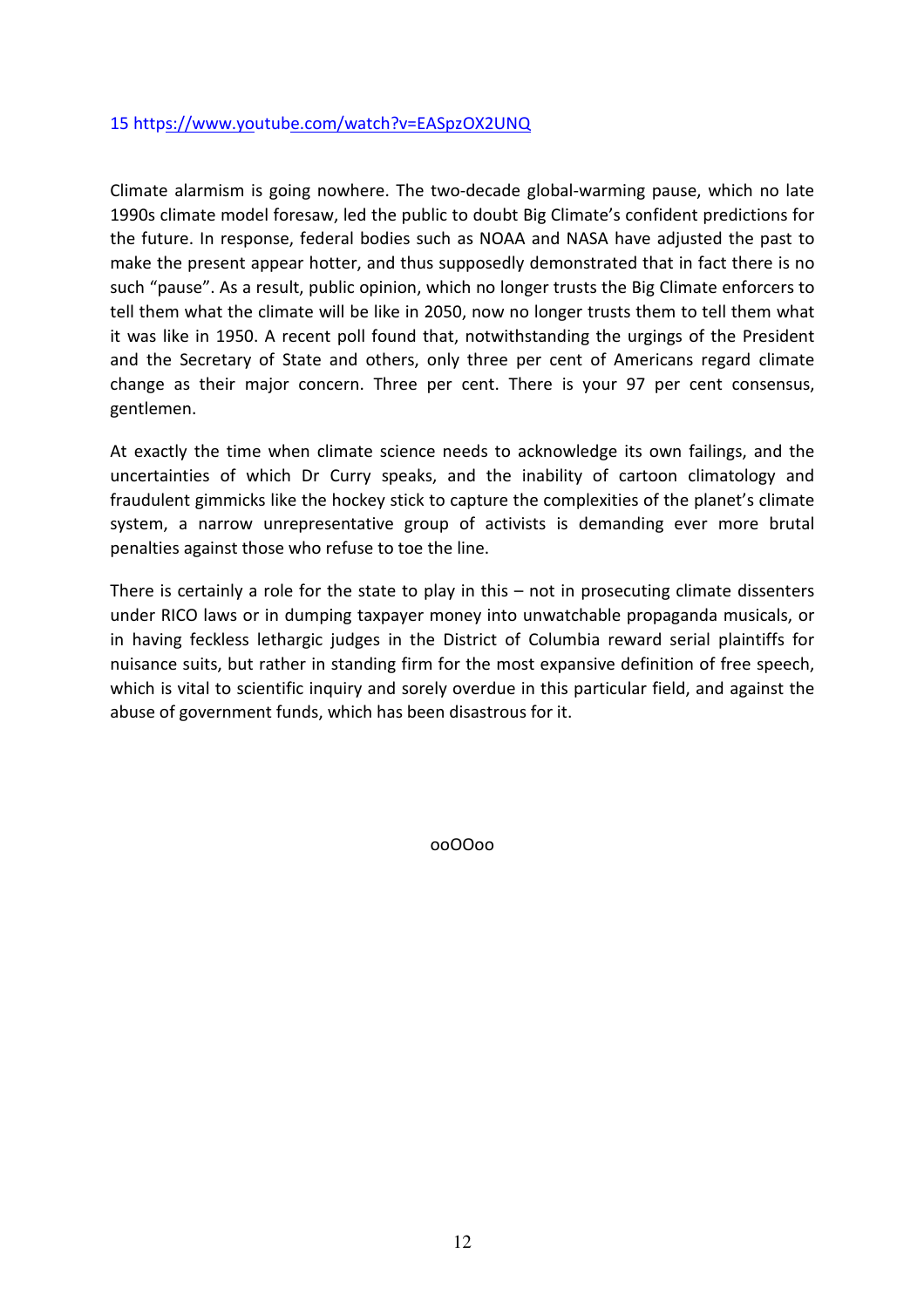15 https://www.youtube.com/watch?v=EASpzOX2UNQ

Climate alarmism is going nowhere. The two-decade global-warming pause, which no late 1990s climate model foresaw, led the public to doubt Big Climate's confident predictions for the future. In response, federal bodies such as NOAA and NASA have adjusted the past to make the present appear hotter, and thus supposedly demonstrated that in fact there is no such "pause". As a result, public opinion, which no longer trusts the Big Climate enforcers to tell them what the climate will be like in 2050, now no longer trusts them to tell them what it was like in 1950. A recent poll found that, notwithstanding the urgings of the President and the Secretary of State and others, only three per cent of Americans regard climate change as their major concern. Three per cent. There is your 97 per cent consensus, gentlemen.

At exactly the time when climate science needs to acknowledge its own failings, and the uncertainties of which Dr Curry speaks, and the inability of cartoon climatology and fraudulent gimmicks like the hockey stick to capture the complexities of the planet's climate system, a narrow unrepresentative group of activists is demanding ever more brutal penalties against those who refuse to toe the line.

There is certainly a role for the state to play in this – not in prosecuting climate dissenters under RICO laws or in dumping taxpayer money into unwatchable propaganda musicals, or in having feckless lethargic judges in the District of Columbia reward serial plaintiffs for nuisance suits, but rather in standing firm for the most expansive definition of free speech, which is vital to scientific inquiry and sorely overdue in this particular field, and against the abuse of government funds, which has been disastrous for it.

ooOOoo